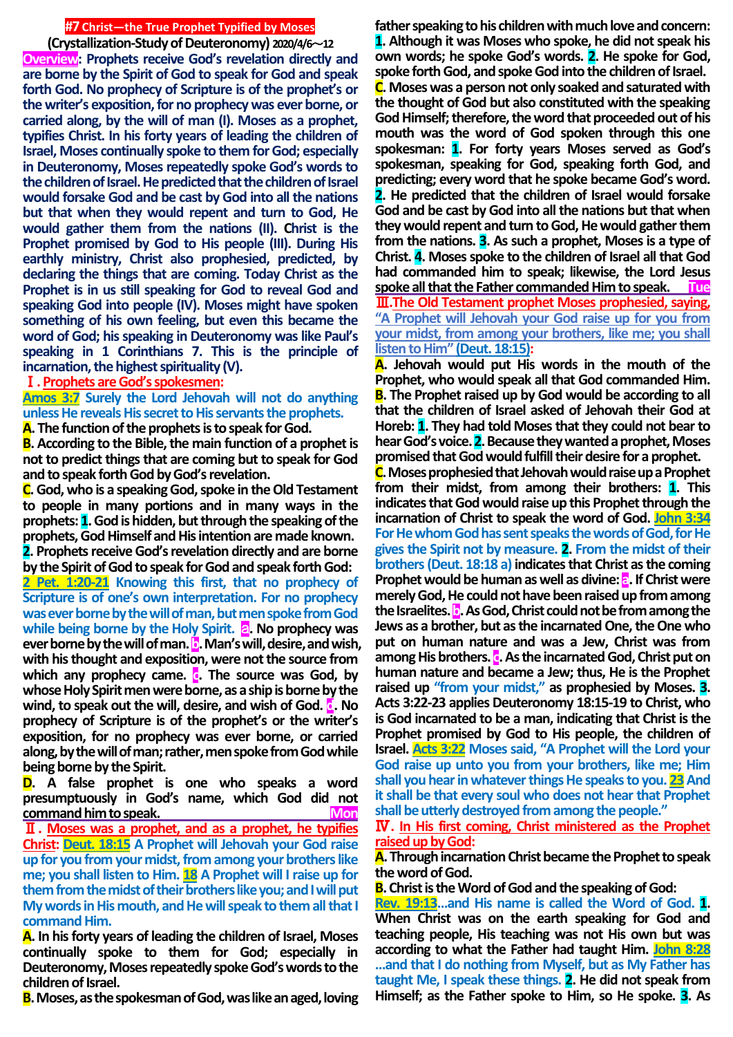# #7 Christ—the True Prophet Typified by Moses

**(Crystallization-Study of Deuteronomy) 2020/4/6～12**

**Overview: Prophets receive God's revelation directly and are borne by the Spirit of God to speak for God and speak forth God. No prophecy of Scripture is of the prophet's or the writer's exposition, for no prophecy was ever borne, or carried along, by the will of man (I). Moses as a prophet, typifies Christ. In his forty years of leading the children of Israel, Moses continually spoke to them for God; especially in Deuteronomy, Moses repeatedly spoke God's words to the children of Israel. He predicted that the children of Israel would forsake God and be cast by God into all the nations but that when they would repent and turn to God, He would gather them from the nations (II). Christ is the Prophet promised by God to His people (III). During His earthly ministry, Christ also prophesied, predicted, by declaring the things that are coming. Today Christ as the Prophet is in us still speaking for God to reveal God and speaking God into people (IV). Moses might have spoken something of his own feeling, but even this became the word of God; his speaking in Deuteronomy was like Paul's speaking in 1 Corinthians 7. This is the principle of incarnation, the highest spirituality (V).**

## Ⅰ. Prophets are God's spokesmen:

**Amos 3:7 Surely the Lord Jehovah will not do anything unless He reveals His secret to His servants the prophets.**

**A.** The function of the prophets is to speak for God.

**B.** According to the Bible, the main function of a prophet is not to predict things that are coming but to speak for God and to speak forth God by God's revelation.

**C.** God, who is a speaking God, spoke in the Old Testament to people in many portions and in many ways in the prophets: **1.** God is hidden, but through the speaking of the prophets, God Himself and His intention are made known. **2.** Prophets receive God's revelation directly and are borne by the Spirit of God to speak for God and speak forth God:

**2 Pet. 1:20-21 Knowing this first, that no prophecy of Scripture is of one's own interpretation. For no prophecy was ever borne by the will of man, but men spoke from God while being borne by the Holy Spirit.** **a.** No prophecy was ever borne by the will of man. **b.** Man's will, desire, and wish, with his thought and exposition, were not the source from which any prophecy came. **c.** The source was God, by whose Holy Spirit men were borne, as a ship is borne by the wind, to speak out the will, desire, and wish of God. **d.** No prophecy of Scripture is of the prophet's or the writer's exposition, for no prophecy was ever borne, or carried along, by the will of man; rather, men spoke from God while being borne by the Spirit.

**D.** A false prophet is one who speaks a word presumptuously in God's name, which God did not command him to speak. **Mon**

## Ⅱ. Moses was a prophet, and as a prophet, he typifies Christ:

**Deut. 18:15 A Prophet will Jehovah your God raise up for you from your midst, from among your brothers like me; you shall listen to Him. 18 A Prophet will I raise up for them from the midst of their brothers like you; and I will put My words in His mouth, and He will speak to them all that I command Him.**

**A.** In his forty years of leading the children of Israel, Moses continually spoke to them for God; especially in Deuteronomy, Moses repeatedly spoke God's words to the children of Israel.

**B.** Moses, as the spokesman of God, was like an aged, loving father speaking to his children with much love and concern: **1.** Although it was Moses who spoke, he did not speak his own words; he spoke God's words. **2.** He spoke for God, spoke forth God, and spoke God into the children of Israel.

**C.** Moses was a person not only soaked and saturated with the thought of God but also constituted with the speaking God Himself; therefore, the word that proceeded out of his mouth was the word of God spoken through this one spokesman: **1.** For forty years Moses served as God's spokesman, speaking for God, speaking forth God, and predicting; every word that he spoke became God's word. **2.** He predicted that the children of Israel would forsake God and be cast by God into all the nations but that when they would repent and turn to God, He would gather them from the nations. **3.** As such a prophet, Moses is a type of Christ. **4.** Moses spoke to the children of Israel all that God had commanded him to speak; likewise, the Lord Jesus spoke all that the Father commanded Him to speak. **Tue**

## Ⅲ. The Old Testament prophet Moses prophesied, saying, "A Prophet will Jehovah your God raise up for you from your midst, from among your brothers, like me; you shall listen to Him" (Deut. 18:15):

**A.** Jehovah would put His words in the mouth of the Prophet, who would speak all that God commanded Him.

**B.** The Prophet raised up by God would be according to all that the children of Israel asked of Jehovah their God at Horeb: **1.** They had told Moses that they could not bear to hear God's voice. **2.** Because they wanted a prophet, Moses promised that God would fulfill their desire for a prophet.

**C.** Moses prophesied that Jehovah would raise up a Prophet from their midst, from among their brothers: **1.** This indicates that God would raise up this Prophet through the incarnation of Christ to speak the word of God. **John 3:34 For He whom God has sent speaks the words of God, for He gives the Spirit not by measure.** **2.** From the midst of their brothers (Deut. 18:18 a) indicates that Christ as the coming Prophet would be human as well as divine: **a.** If Christ were merely God, He could not have been raised up from among the Israelites. **b.** As God, Christ could not be from among the Jews as a brother, but as the incarnated One, the One who put on human nature and was a Jew, Christ was from among His brothers. **c.** As the incarnated God, Christ put on human nature and became a Jew; thus, He is the Prophet raised up "from your midst," as prophesied by Moses. **3.** Acts 3:22-23 applies Deuteronomy 18:15-19 to Christ, who is God incarnated to be a man, indicating that Christ is the Prophet promised by God to His people, the children of Israel. **Acts 3:22 Moses said, "A Prophet will the Lord your God raise up unto you from your brothers, like me; Him shall you hear in whatever things He speaks to you. 23 And it shall be that every soul who does not hear that Prophet shall be utterly destroyed from among the people."**

## Ⅳ. In His first coming, Christ ministered as the Prophet raised up by God:

**A.** Through incarnation Christ became the Prophet to speak the word of God.

**B.** Christ is the Word of God and the speaking of God:

**Rev. 19:13…and His name is called the Word of God.** **1.** When Christ was on the earth speaking for God and teaching people, His teaching was not His own but was according to what the Father had taught Him. **John 8:28 …and that I do nothing from Myself, but as My Father has taught Me, I speak these things.** **2.** He did not speak from Himself; as the Father spoke to Him, so He spoke. **3.** As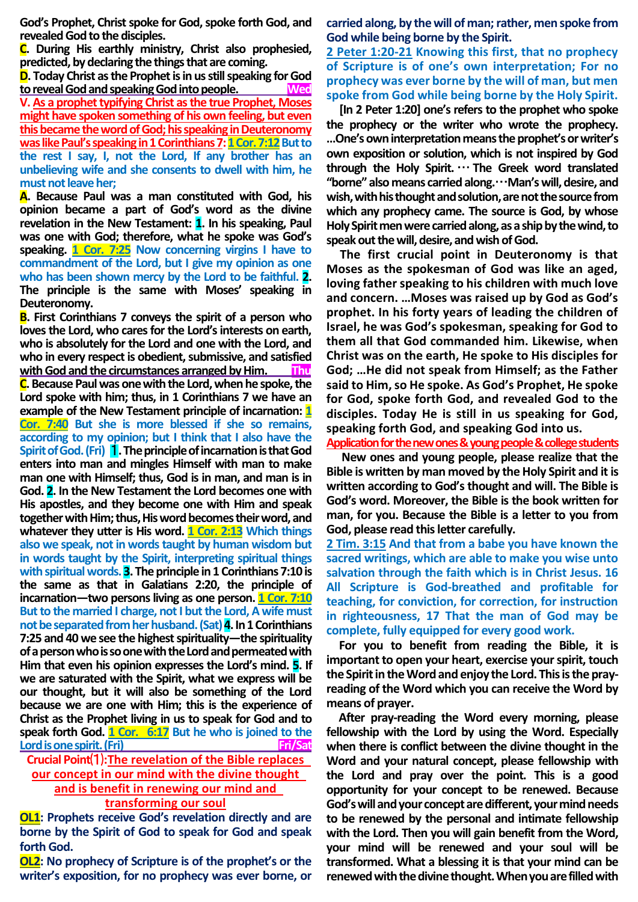God's Prophet, Christ spoke for God, spoke forth God, and revealed God to the disciples.

**C**. During His earthly ministry, Christ also prophesied, predicted, by declaring the things that are coming.

**D**. Today Christ as the Prophet is in us still speaking for God to reveal God and speaking God into people. **Wed**

**V. As a prophet typifying Christ as the true Prophet, Moses might have spoken something of his own feeling, but even this became the word of God; his speaking in Deuteronomy was like Paul's speaking in 1 Corinthians 7: 1 Cor. 7:12** But to the rest I say, I, not the Lord, If any brother has an unbelieving wife and she consents to dwell with him, he must not leave her;

**A**. Because Paul was a man constituted with God, his opinion became a part of God's word as the divine revelation in the New Testament: **1**. In his speaking, Paul was one with God; therefore, what he spoke was God's speaking. **1 Cor. 7:25** Now concerning virgins I have to commandment of the Lord, but I give my opinion as one who has been shown mercy by the Lord to be faithful. **2**. The principle is the same with Moses' speaking in Deuteronomy.

**B**. First Corinthians 7 conveys the spirit of a person who loves the Lord, who cares for the Lord's interests on earth, who is absolutely for the Lord and one with the Lord, and who in every respect is obedient, submissive, and satisfied with God and the circumstances arranged by Him. **Thu**

**C**. Because Paul was one with the Lord, when he spoke, the Lord spoke with him; thus, in 1 Corinthians 7 we have an example of the New Testament principle of incarnation: **1 Cor. 7:40** But she is more blessed if she so remains, according to my opinion; but I think that I also have the Spirit of God. (Fri) **1**. The principle of incarnation is that God enters into man and mingles Himself with man to make man one with Himself; thus, God is in man, and man is in God. **2**. In the New Testament the Lord becomes one with His apostles, and they become one with Him and speak together with Him; thus, His word becomes their word, and whatever they utter is His word. **1 Cor. 2:13** Which things also we speak, not in words taught by human wisdom but in words taught by the Spirit, interpreting spiritual things with spiritual words. **3**. The principle in 1 Corinthians 7:10 is the same as that in Galatians 2:20, the principle of incarnation—two persons living as one person. **1 Cor. 7:10** But to the married I charge, not I but the Lord, A wife must not be separated from her husband. (Sat) **4**. In 1 Corinthians 7:25 and 40 we see the highest spirituality—the spirituality of a person who is so one with the Lord and permeated with Him that even his opinion expresses the Lord's mind. **5**. If we are saturated with the Spirit, what we express will be our thought, but it will also be something of the Lord because we are one with Him; this is the experience of Christ as the Prophet living in us to speak for God and to speak forth God. **1 Cor. 6:17** But he who is joined to the Lord is one spirit. (Fri) **Fri/Sat**

**Crucial Point⑴: The revelation of the Bible replaces our concept in our mind with the divine thought and is benefit in renewing our mind and transforming our soul**

**OL1**: Prophets receive God's revelation directly and are borne by the Spirit of God to speak for God and speak forth God.

**OL2**: No prophecy of Scripture is of the prophet's or the writer's exposition, for no prophecy was ever borne, or carried along, by the will of man; rather, men spoke from God while being borne by the Spirit.

**2 Peter 1:20-21** Knowing this first, that no prophecy of Scripture is of one's own interpretation; For no prophecy was ever borne by the will of man, but men spoke from God while being borne by the Holy Spirit.

**[In 2 Peter 1:20] one's refers to the prophet who spoke the prophecy or the writer who wrote the prophecy. ...One's own interpretation means the prophet's or writer's own exposition or solution, which is not inspired by God through the Holy Spirit. … The Greek word translated "borne" also means carried along.…Man's will, desire, and wish, with his thought and solution, are not the source from which any prophecy came. The source is God, by whose Holy Spirit men were carried along, as a ship by the wind, to speak out the will, desire, and wish of God.**

**The first crucial point in Deuteronomy is that Moses as the spokesman of God was like an aged, loving father speaking to his children with much love and concern. ...Moses was raised up by God as God's prophet. In his forty years of leading the children of Israel, he was God's spokesman, speaking for God to them all that God commanded him. Likewise, when Christ was on the earth, He spoke to His disciples for God; ...He did not speak from Himself; as the Father said to Him, so He spoke. As God's Prophet, He spoke for God, spoke forth God, and revealed God to the disciples. Today He is still in us speaking for God, speaking forth God, and speaking God into us.**

**Application for the new ones & young people & college students**

New ones and young people, please realize that the Bible is written by man moved by the Holy Spirit and it is written according to God's thought and will. The Bible is God's word. Moreover, the Bible is the book written for man, for you. Because the Bible is a letter to you from God, please read this letter carefully.

**2 Tim. 3:15** And that from a babe you have known the sacred writings, which are able to make you wise unto salvation through the faith which is in Christ Jesus. 16 All Scripture is God-breathed and profitable for teaching, for conviction, for correction, for instruction in righteousness, 17 That the man of God may be complete, fully equipped for every good work.

For you to benefit from reading the Bible, it is important to open your heart, exercise your spirit, touch the Spirit in the Word and enjoy the Lord. This is the pray-reading of the Word which you can receive the Word by means of prayer.

After pray-reading the Word every morning, please fellowship with the Lord by using the Word. Especially when there is conflict between the divine thought in the Word and your natural concept, please fellowship with the Lord and pray over the point. This is a good opportunity for your concept to be renewed. Because God's will and your concept are different, your mind needs to be renewed by the personal and intimate fellowship with the Lord. Then you will gain benefit from the Word, your mind will be renewed and your soul will be transformed. What a blessing it is that your mind can be renewed with the divine thought. When you are filled with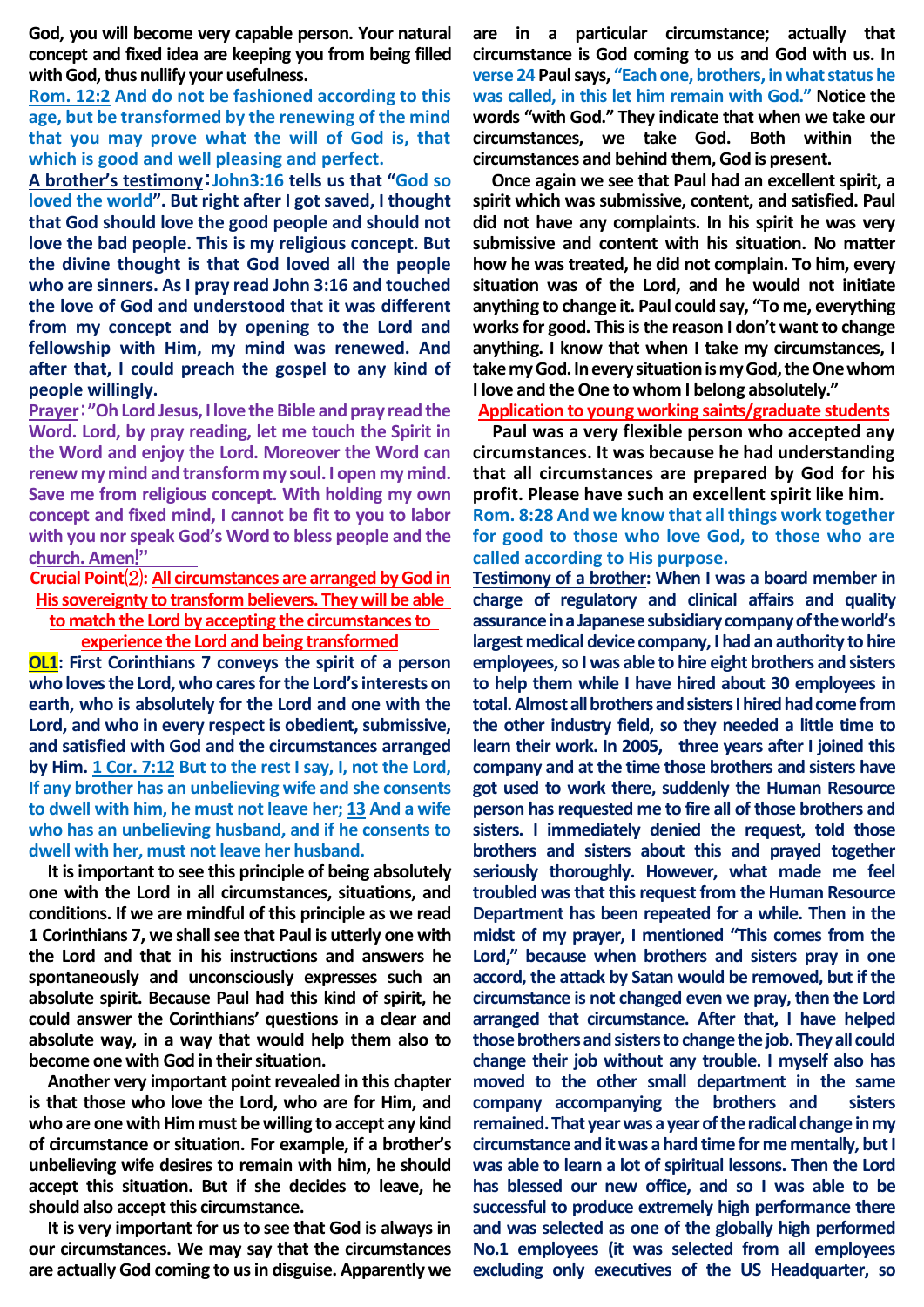God, you will become very capable person. Your natural concept and fixed idea are keeping you from being filled with God, thus nullify your usefulness.

**Rom. 12:2** **And do not be fashioned according to this age, but be transformed by the renewing of the mind that you may prove what the will of God is, that which is good and well pleasing and perfect.**

**A brother's testimony**：**John3:16 tells us that "God so loved the world". But right after I got saved, I thought that God should love the good people and should not love the bad people. This is my religious concept. But the divine thought is that God loved all the people who are sinners. As I pray read John 3:16 and touched the love of God and understood that it was different from my concept and by opening to the Lord and fellowship with Him, my mind was renewed. And after that, I could preach the gospel to any kind of people willingly.**

**Prayer**：**"Oh Lord Jesus, I love the Bible and pray read the Word. Lord, by pray reading, let me touch the Spirit in the Word and enjoy the Lord. Moreover the Word can renew my mind and transform my soul. I open my mind. Save me from religious concept. With holding my own concept and fixed mind, I cannot be fit to you to labor with you nor speak God's Word to bless people and the church. Amen!"**

**Crucial Point⑵: All circumstances are arranged by God in His sovereignty to transform believers. They will be able to match the Lord by accepting the circumstances to experience the Lord and being transformed**

**OL1**: **First Corinthians 7 conveys the spirit of a person who loves the Lord, who cares for the Lord's interests on earth, who is absolutely for the Lord and one with the Lord, and who in every respect is obedient, submissive, and satisfied with God and the circumstances arranged by Him.** **1 Cor. 7:12** **But to the rest I say, I, not the Lord, If any brother has an unbelieving wife and she consents to dwell with him, he must not leave her;** **13** **And a wife who has an unbelieving husband, and if he consents to dwell with her, must not leave her husband.**

**It is important to see this principle of being absolutely one with the Lord in all circumstances, situations, and conditions. If we are mindful of this principle as we read 1 Corinthians 7, we shall see that Paul is utterly one with the Lord and that in his instructions and answers he spontaneously and unconsciously expresses such an absolute spirit. Because Paul had this kind of spirit, he could answer the Corinthians' questions in a clear and absolute way, in a way that would help them also to become one with God in their situation.**

**Another very important point revealed in this chapter is that those who love the Lord, who are for Him, and who are one with Him must be willing to accept any kind of circumstance or situation. For example, if a brother's unbelieving wife desires to remain with him, he should accept this situation. But if she decides to leave, he should also accept this circumstance.**

**It is very important for us to see that God is always in our circumstances. We may say that the circumstances are actually God coming to us in disguise. Apparently we are in a particular circumstance; actually that circumstance is God coming to us and God with us. In verse 24 Paul says, "Each one, brothers, in what status he was called, in this let him remain with God." Notice the words "with God." They indicate that when we take our circumstances, we take God. Both within the circumstances and behind them, God is present.**

**Once again we see that Paul had an excellent spirit, a spirit which was submissive, content, and satisfied. Paul did not have any complaints. In his spirit he was very submissive and content with his situation. No matter how he was treated, he did not complain. To him, every situation was of the Lord, and he would not initiate anything to change it. Paul could say, "To me, everything works for good. This is the reason I don't want to change anything. I know that when I take my circumstances, I take my God. In every situation is my God, the One whom I love and the One to whom I belong absolutely."**

**Application to young working saints/graduate students**

**Paul was a very flexible person who accepted any circumstances. It was because he had understanding that all circumstances are prepared by God for his profit. Please have such an excellent spirit like him.**

**Rom. 8:28** **And we know that all things work together for good to those who love God, to those who are called according to His purpose.**

**Testimony of a brother**: **When I was a board member in charge of regulatory and clinical affairs and quality assurance in a Japanese subsidiary company of the world's largest medical device company, I had an authority to hire employees, so I was able to hire eight brothers and sisters to help them while I have hired about 30 employees in total. Almost all brothers and sisters I hired had come from the other industry field, so they needed a little time to learn their work. In 2005, three years after I joined this company and at the time those brothers and sisters have got used to work there, suddenly the Human Resource person has requested me to fire all of those brothers and sisters. I immediately denied the request, told those brothers and sisters about this and prayed together seriously thoroughly. However, what made me feel troubled was that this request from the Human Resource Department has been repeated for a while. Then in the midst of my prayer, I mentioned "This comes from the Lord," because when brothers and sisters pray in one accord, the attack by Satan would be removed, but if the circumstance is not changed even we pray, then the Lord arranged that circumstance. After that, I have helped those brothers and sisters to change the job. They all could change their job without any trouble. I myself also has moved to the other small department in the same company accompanying the brothers and sisters remained. That year was a year of the radical change in my circumstance and it was a hard time for me mentally, but I was able to learn a lot of spiritual lessons. Then the Lord has blessed our new office, and so I was able to be successful to produce extremely high performance there and was selected as one of the globally high performed No.1 employees (it was selected from all employees excluding only executives of the US Headquarter, so**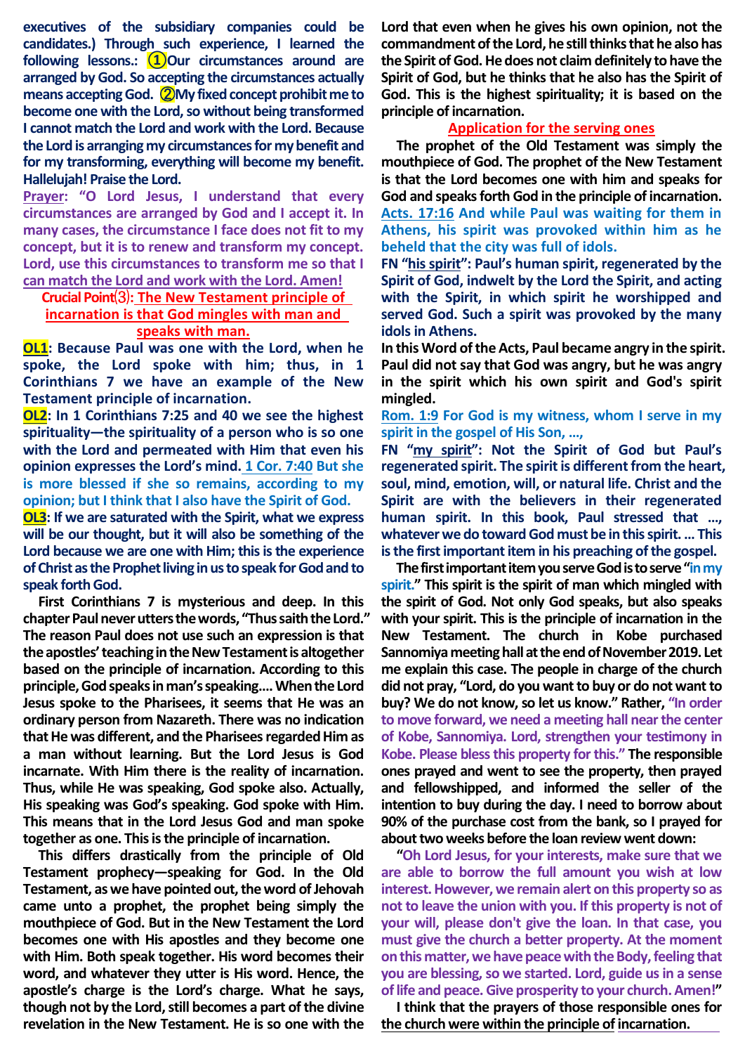executives of the subsidiary companies could be candidates.) Through such experience, I learned the following lessons.: ①Our circumstances around are arranged by God. So accepting the circumstances actually means accepting God. ②My fixed concept prohibit me to become one with the Lord, so without being transformed I cannot match the Lord and work with the Lord. Because the Lord is arranging my circumstances for my benefit and for my transforming, everything will become my benefit. Hallelujah! Praise the Lord.

**Prayer**: "O Lord Jesus, I understand that every circumstances are arranged by God and I accept it. In many cases, the circumstance I face does not fit to my concept, but it is to renew and transform my concept. Lord, use this circumstances to transform me so that I can match the Lord and work with the Lord. Amen!

## Crucial Point⑶: The New Testament principle of incarnation is that God mingles with man and speaks with man.

**OL1**: Because Paul was one with the Lord, when he spoke, the Lord spoke with him; thus, in 1 Corinthians 7 we have an example of the New Testament principle of incarnation.

**OL2**: In 1 Corinthians 7:25 and 40 we see the highest spirituality—the spirituality of a person who is so one with the Lord and permeated with Him that even his opinion expresses the Lord's mind. 1 Cor. 7:40 But she is more blessed if she so remains, according to my opinion; but I think that I also have the Spirit of God.

**OL3**: If we are saturated with the Spirit, what we express will be our thought, but it will also be something of the Lord because we are one with Him; this is the experience of Christ as the Prophet living in us to speak for God and to speak forth God.

First Corinthians 7 is mysterious and deep. In this chapter Paul never utters the words, "Thus saith the Lord." The reason Paul does not use such an expression is that the apostles' teaching in the New Testament is altogether based on the principle of incarnation. According to this principle, God speaks in man's speaking.... When the Lord Jesus spoke to the Pharisees, it seems that He was an ordinary person from Nazareth. There was no indication that He was different, and the Pharisees regarded Him as a man without learning. But the Lord Jesus is God incarnate. With Him there is the reality of incarnation. Thus, while He was speaking, God spoke also. Actually, His speaking was God's speaking. God spoke with Him. This means that in the Lord Jesus God and man spoke together as one. This is the principle of incarnation.

This differs drastically from the principle of Old Testament prophecy—speaking for God. In the Old Testament, as we have pointed out, the word of Jehovah came unto a prophet, the prophet being simply the mouthpiece of God. But in the New Testament the Lord becomes one with His apostles and they become one with Him. Both speak together. His word becomes their word, and whatever they utter is His word. Hence, the apostle's charge is the Lord's charge. What he says, though not by the Lord, still becomes a part of the divine revelation in the New Testament. He is so one with the Lord that even when he gives his own opinion, not the commandment of the Lord, he still thinks that he also has the Spirit of God. He does not claim definitely to have the Spirit of God, but he thinks that he also has the Spirit of God. This is the highest spirituality; it is based on the principle of incarnation.

## Application for the serving ones

The prophet of the Old Testament was simply the mouthpiece of God. The prophet of the New Testament is that the Lord becomes one with him and speaks for God and speaks forth God in the principle of incarnation.

Acts. 17:16 And while Paul was waiting for them in Athens, his spirit was provoked within him as he beheld that the city was full of idols.

FN "his spirit": Paul's human spirit, regenerated by the Spirit of God, indwelt by the Lord the Spirit, and acting with the Spirit, in which spirit he worshipped and served God. Such a spirit was provoked by the many idols in Athens.

In this Word of the Acts, Paul became angry in the spirit. Paul did not say that God was angry, but he was angry in the spirit which his own spirit and God's spirit mingled.

Rom. 1:9 For God is my witness, whom I serve in my spirit in the gospel of His Son, ...,

FN "my spirit": Not the Spirit of God but Paul's regenerated spirit. The spirit is different from the heart, soul, mind, emotion, will, or natural life. Christ and the Spirit are with the believers in their regenerated human spirit. In this book, Paul stressed that ..., whatever we do toward God must be in this spirit. ... This is the first important item in his preaching of the gospel.

The first important item you serve God is to serve "in my spirit." This spirit is the spirit of man which mingled with the spirit of God. Not only God speaks, but also speaks with your spirit. This is the principle of incarnation in the New Testament. The church in Kobe purchased Sannomiya meeting hall at the end of November 2019. Let me explain this case. The people in charge of the church did not pray, "Lord, do you want to buy or do not want to buy? We do not know, so let us know." Rather, "In order to move forward, we need a meeting hall near the center of Kobe, Sannomiya. Lord, strengthen your testimony in Kobe. Please bless this property for this." The responsible ones prayed and went to see the property, then prayed and fellowshipped, and informed the seller of the intention to buy during the day. I need to borrow about 90% of the purchase cost from the bank, so I prayed for about two weeks before the loan review went down:

"Oh Lord Jesus, for your interests, make sure that we are able to borrow the full amount you wish at low interest. However, we remain alert on this property so as not to leave the union with you. If this property is not of your will, please don't give the loan. In that case, you must give the church a better property. At the moment on this matter, we have peace with the Body, feeling that you are blessing, so we started. Lord, guide us in a sense of life and peace. Give prosperity to your church. Amen!"

I think that the prayers of those responsible ones for the church were within the principle of incarnation.